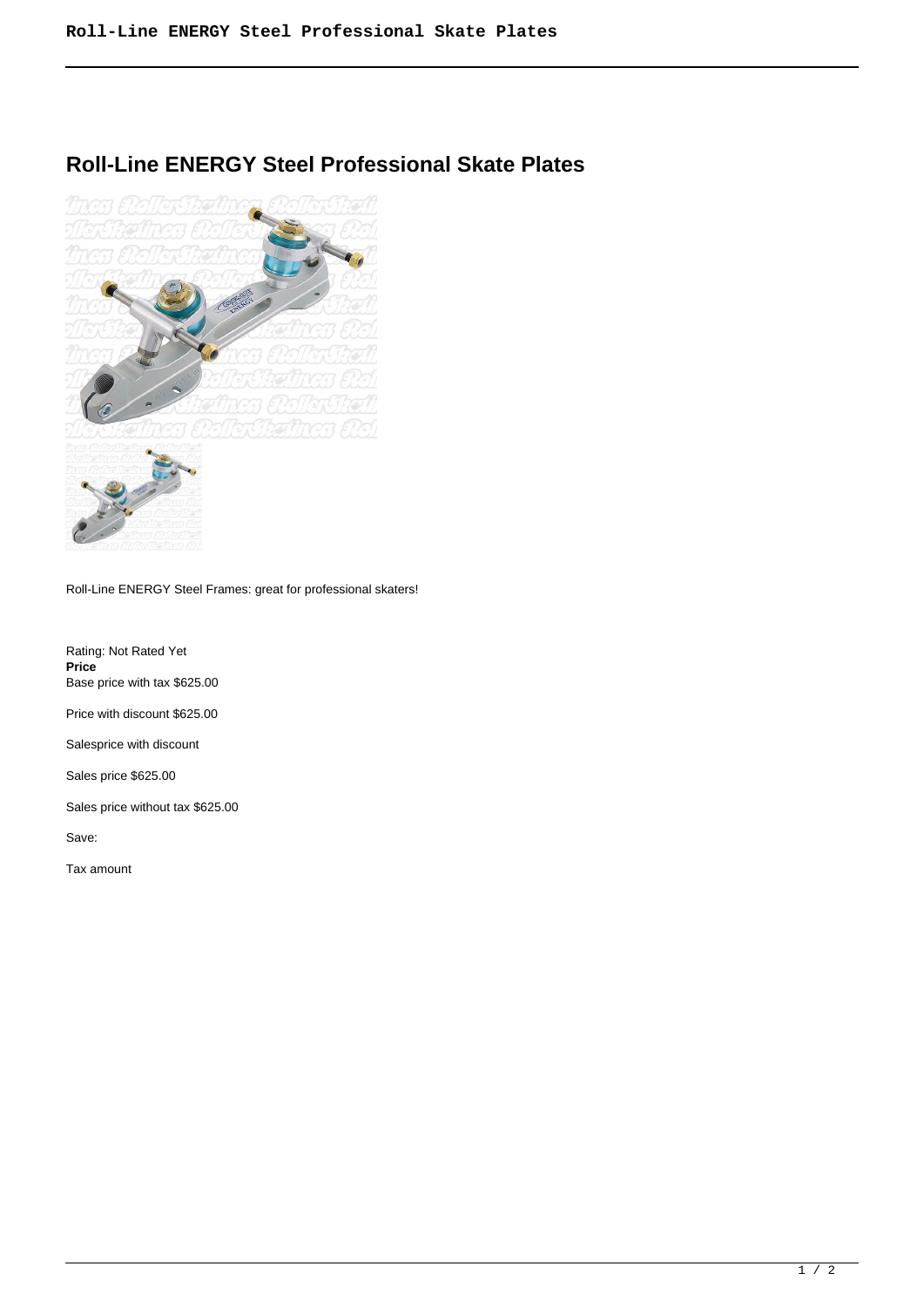# Roll-Line ENERGY Steel Professional Skate Plates

Roll-Line ENERGY Steel Frames: great for professional skaters!

Rating: Not Rated Yet
**Price**
Base price with tax $625.00

Price with discount $625.00

Salesprice with discount

Sales price $625.00

Sales price without tax $625.00

Save:

Tax amount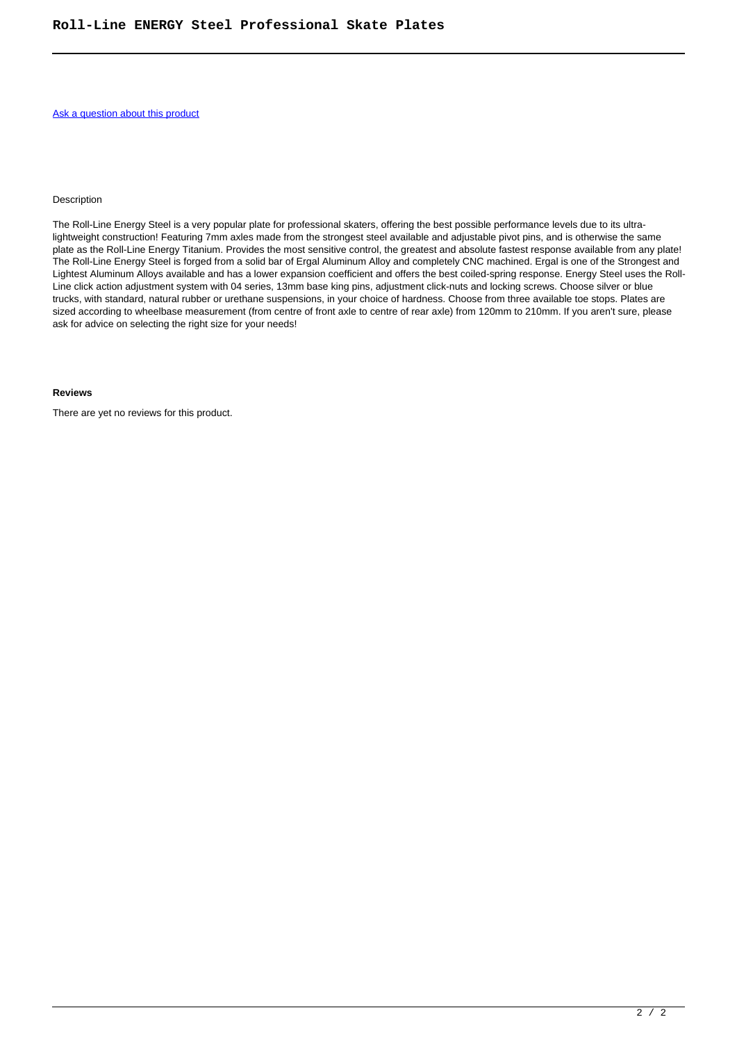# Roll-Line ENERGY Steel Professional Skate Plates

Ask a question about this product

Description

The Roll-Line Energy Steel is a very popular plate for professional skaters, offering the best possible performance levels due to its ultra-lightweight construction! Featuring 7mm axles made from the strongest steel available and adjustable pivot pins, and is otherwise the same plate as the Roll-Line Energy Titanium. Provides the most sensitive control, the greatest and absolute fastest response available from any plate! The Roll-Line Energy Steel is forged from a solid bar of Ergal Aluminum Alloy and completely CNC machined. Ergal is one of the Strongest and Lightest Aluminum Alloys available and has a lower expansion coefficient and offers the best coiled-spring response. Energy Steel uses the Roll-Line click action adjustment system with 04 series, 13mm base king pins, adjustment click-nuts and locking screws. Choose silver or blue trucks, with standard, natural rubber or urethane suspensions, in your choice of hardness. Choose from three available toe stops. Plates are sized according to wheelbase measurement (from centre of front axle to centre of rear axle) from 120mm to 210mm. If you aren't sure, please ask for advice on selecting the right size for your needs!

**Reviews**

There are yet no reviews for this product.